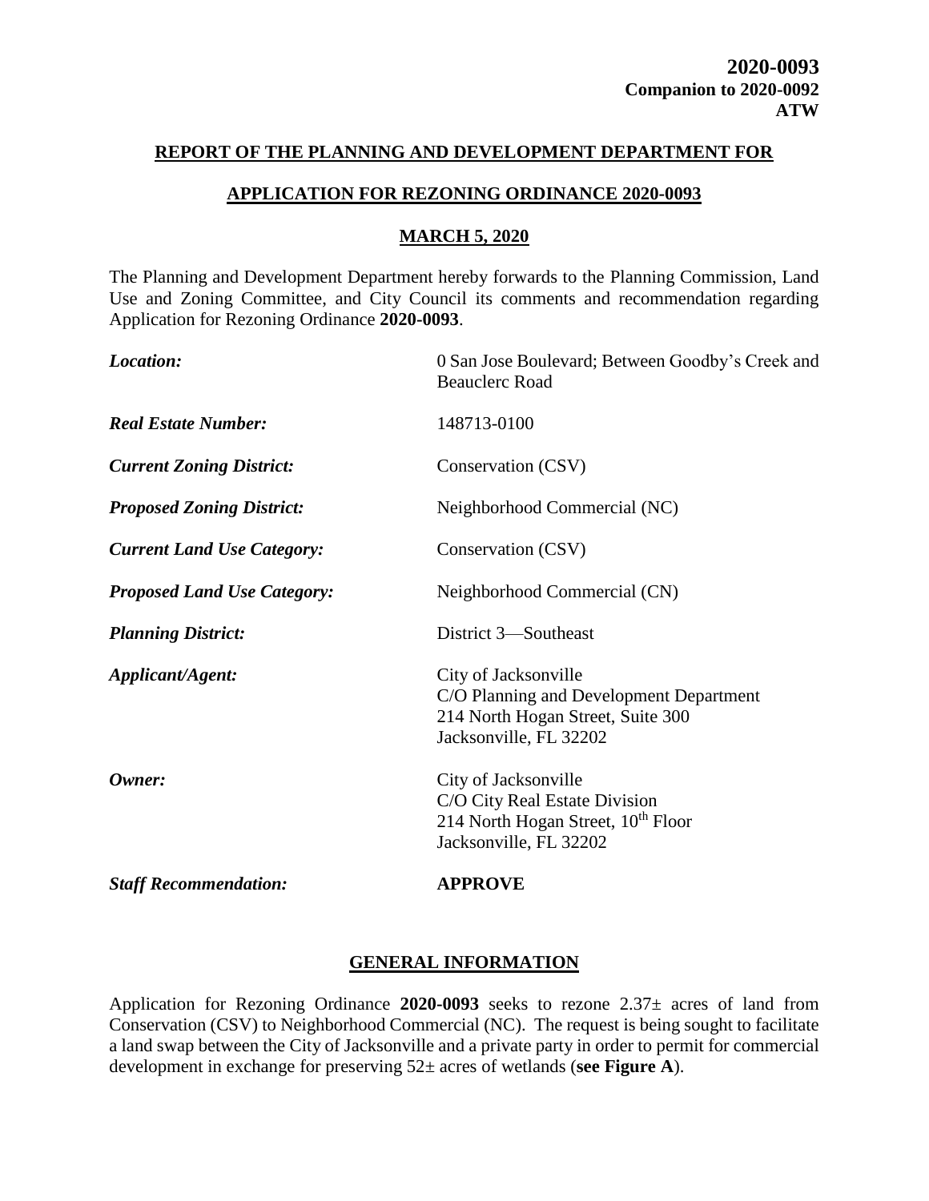**2020-0093**
**Companion to 2020-0092**
**ATW**

## REPORT OF THE PLANNING AND DEVELOPMENT DEPARTMENT FOR

## APPLICATION FOR REZONING ORDINANCE 2020-0093

## MARCH 5, 2020

The Planning and Development Department hereby forwards to the Planning Commission, Land Use and Zoning Committee, and City Council its comments and recommendation regarding Application for Rezoning Ordinance **2020-0093**.

| | |
|---|---|
| ***Location:*** | 0 San Jose Boulevard; Between Goodby's Creek and Beauclerc Road |
| ***Real Estate Number:*** | 148713-0100 |
| ***Current Zoning District:*** | Conservation (CSV) |
| ***Proposed Zoning District:*** | Neighborhood Commercial (NC) |
| ***Current Land Use Category:*** | Conservation (CSV) |
| ***Proposed Land Use Category:*** | Neighborhood Commercial (CN) |
| ***Planning District:*** | District 3—Southeast |
| ***Applicant/Agent:*** | City of Jacksonville<br>C/O Planning and Development Department<br>214 North Hogan Street, Suite 300<br>Jacksonville, FL 32202 |
| ***Owner:*** | City of Jacksonville<br>C/O City Real Estate Division<br>214 North Hogan Street, 10th Floor<br>Jacksonville, FL 32202 |
| ***Staff Recommendation:*** | **APPROVE** |

## GENERAL INFORMATION

Application for Rezoning Ordinance **2020-0093** seeks to rezone 2.37± acres of land from Conservation (CSV) to Neighborhood Commercial (NC). The request is being sought to facilitate a land swap between the City of Jacksonville and a private party in order to permit for commercial development in exchange for preserving 52± acres of wetlands (**see Figure A**).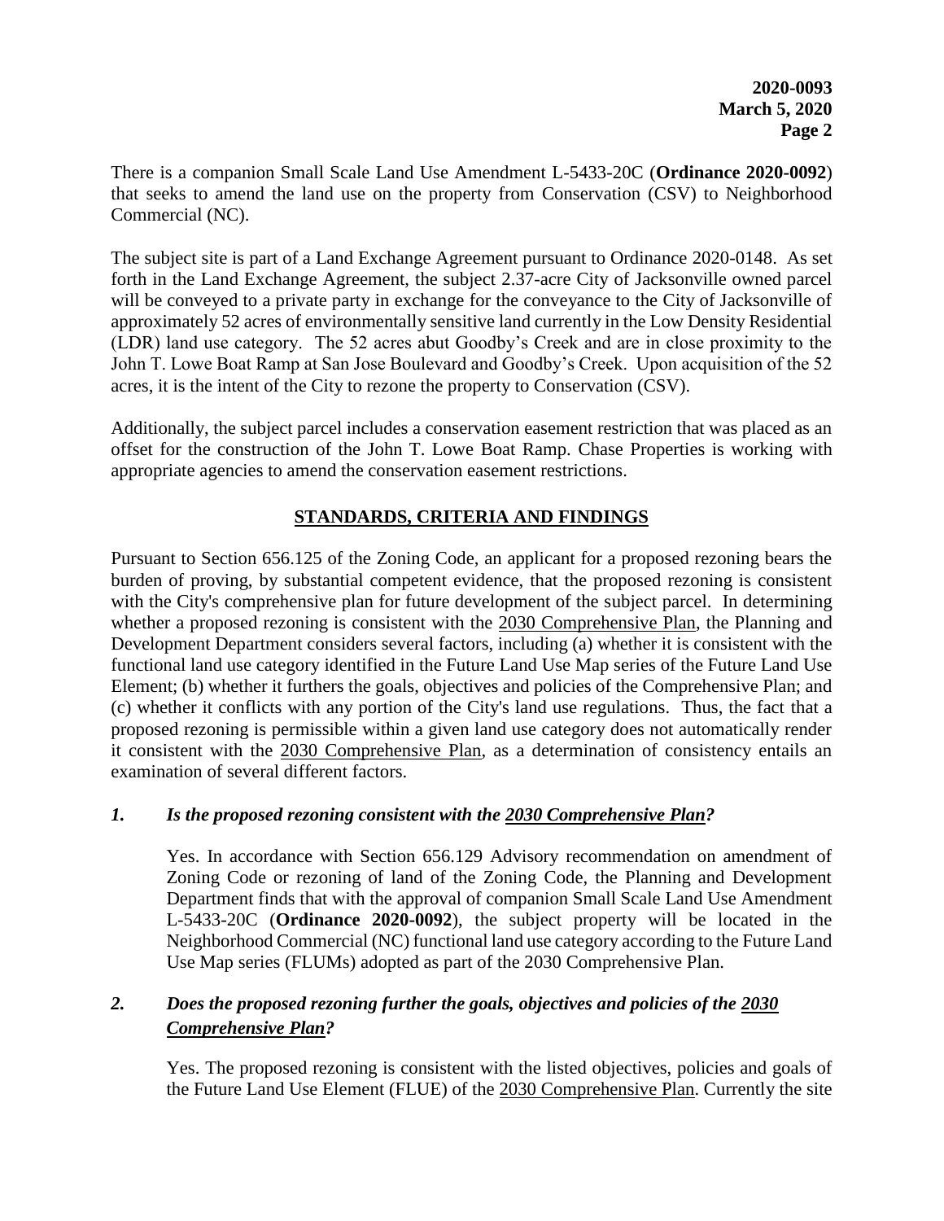There is a companion Small Scale Land Use Amendment L-5433-20C (**Ordinance 2020-0092**) that seeks to amend the land use on the property from Conservation (CSV) to Neighborhood Commercial (NC).

The subject site is part of a Land Exchange Agreement pursuant to Ordinance 2020-0148. As set forth in the Land Exchange Agreement, the subject 2.37-acre City of Jacksonville owned parcel will be conveyed to a private party in exchange for the conveyance to the City of Jacksonville of approximately 52 acres of environmentally sensitive land currently in the Low Density Residential (LDR) land use category. The 52 acres abut Goodby's Creek and are in close proximity to the John T. Lowe Boat Ramp at San Jose Boulevard and Goodby's Creek. Upon acquisition of the 52 acres, it is the intent of the City to rezone the property to Conservation (CSV).

Additionally, the subject parcel includes a conservation easement restriction that was placed as an offset for the construction of the John T. Lowe Boat Ramp. Chase Properties is working with appropriate agencies to amend the conservation easement restrictions.

## STANDARDS, CRITERIA AND FINDINGS

Pursuant to Section 656.125 of the Zoning Code, an applicant for a proposed rezoning bears the burden of proving, by substantial competent evidence, that the proposed rezoning is consistent with the City's comprehensive plan for future development of the subject parcel. In determining whether a proposed rezoning is consistent with the 2030 Comprehensive Plan, the Planning and Development Department considers several factors, including (a) whether it is consistent with the functional land use category identified in the Future Land Use Map series of the Future Land Use Element; (b) whether it furthers the goals, objectives and policies of the Comprehensive Plan; and (c) whether it conflicts with any portion of the City's land use regulations. Thus, the fact that a proposed rezoning is permissible within a given land use category does not automatically render it consistent with the 2030 Comprehensive Plan, as a determination of consistency entails an examination of several different factors.

### *1. Is the proposed rezoning consistent with the 2030 Comprehensive Plan?*

Yes. In accordance with Section 656.129 Advisory recommendation on amendment of Zoning Code or rezoning of land of the Zoning Code, the Planning and Development Department finds that with the approval of companion Small Scale Land Use Amendment L-5433-20C (**Ordinance 2020-0092**), the subject property will be located in the Neighborhood Commercial (NC) functional land use category according to the Future Land Use Map series (FLUMs) adopted as part of the 2030 Comprehensive Plan.

### *2. Does the proposed rezoning further the goals, objectives and policies of the 2030 Comprehensive Plan?*

Yes. The proposed rezoning is consistent with the listed objectives, policies and goals of the Future Land Use Element (FLUE) of the 2030 Comprehensive Plan. Currently the site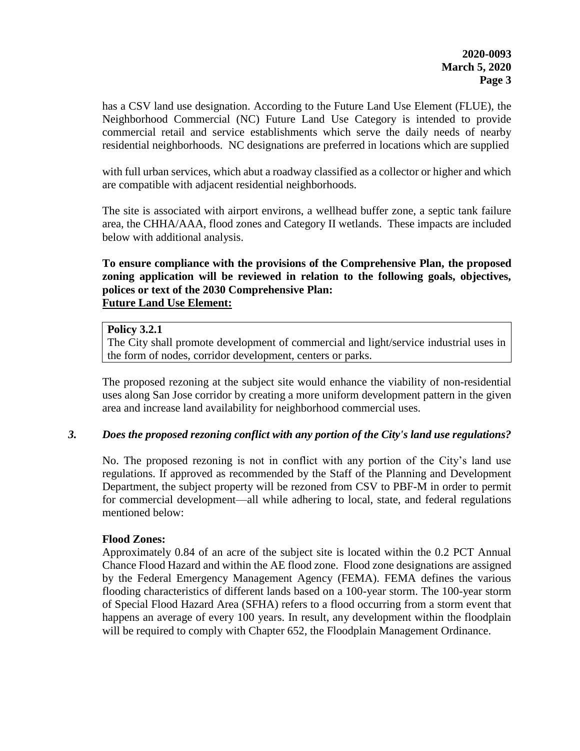has a CSV land use designation. According to the Future Land Use Element (FLUE), the Neighborhood Commercial (NC) Future Land Use Category is intended to provide commercial retail and service establishments which serve the daily needs of nearby residential neighborhoods. NC designations are preferred in locations which are supplied

with full urban services, which abut a roadway classified as a collector or higher and which are compatible with adjacent residential neighborhoods.

The site is associated with airport environs, a wellhead buffer zone, a septic tank failure area, the CHHA/AAA, flood zones and Category II wetlands. These impacts are included below with additional analysis.

**To ensure compliance with the provisions of the Comprehensive Plan, the proposed zoning application will be reviewed in relation to the following goals, objectives, polices or text of the 2030 Comprehensive Plan:**
**Future Land Use Element:**

**Policy 3.2.1**
The City shall promote development of commercial and light/service industrial uses in the form of nodes, corridor development, centers or parks.

The proposed rezoning at the subject site would enhance the viability of non-residential uses along San Jose corridor by creating a more uniform development pattern in the given area and increase land availability for neighborhood commercial uses.

***3. Does the proposed rezoning conflict with any portion of the City's land use regulations?***

No. The proposed rezoning is not in conflict with any portion of the City's land use regulations. If approved as recommended by the Staff of the Planning and Development Department, the subject property will be rezoned from CSV to PBF-M in order to permit for commercial development—all while adhering to local, state, and federal regulations mentioned below:

**Flood Zones:**
Approximately 0.84 of an acre of the subject site is located within the 0.2 PCT Annual Chance Flood Hazard and within the AE flood zone. Flood zone designations are assigned by the Federal Emergency Management Agency (FEMA). FEMA defines the various flooding characteristics of different lands based on a 100-year storm. The 100-year storm of Special Flood Hazard Area (SFHA) refers to a flood occurring from a storm event that happens an average of every 100 years. In result, any development within the floodplain will be required to comply with Chapter 652, the Floodplain Management Ordinance.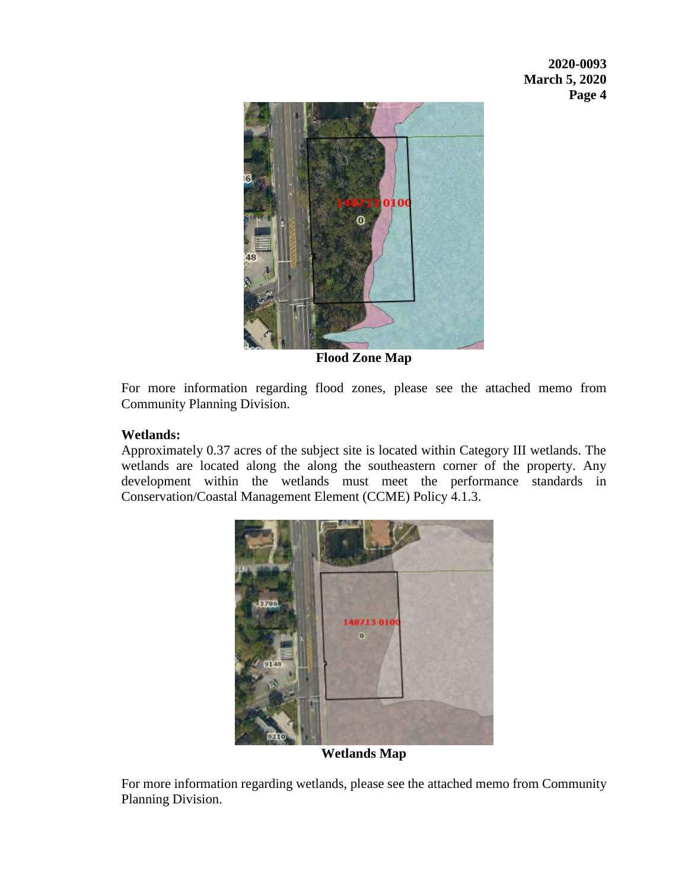**Flood Zone Map**

For more information regarding flood zones, please see the attached memo from Community Planning Division.

**Wetlands:**
Approximately 0.37 acres of the subject site is located within Category III wetlands. The wetlands are located along the along the southeastern corner of the property. Any development within the wetlands must meet the performance standards in Conservation/Coastal Management Element (CCME) Policy 4.1.3.

**Wetlands Map**

For more information regarding wetlands, please see the attached memo from Community Planning Division.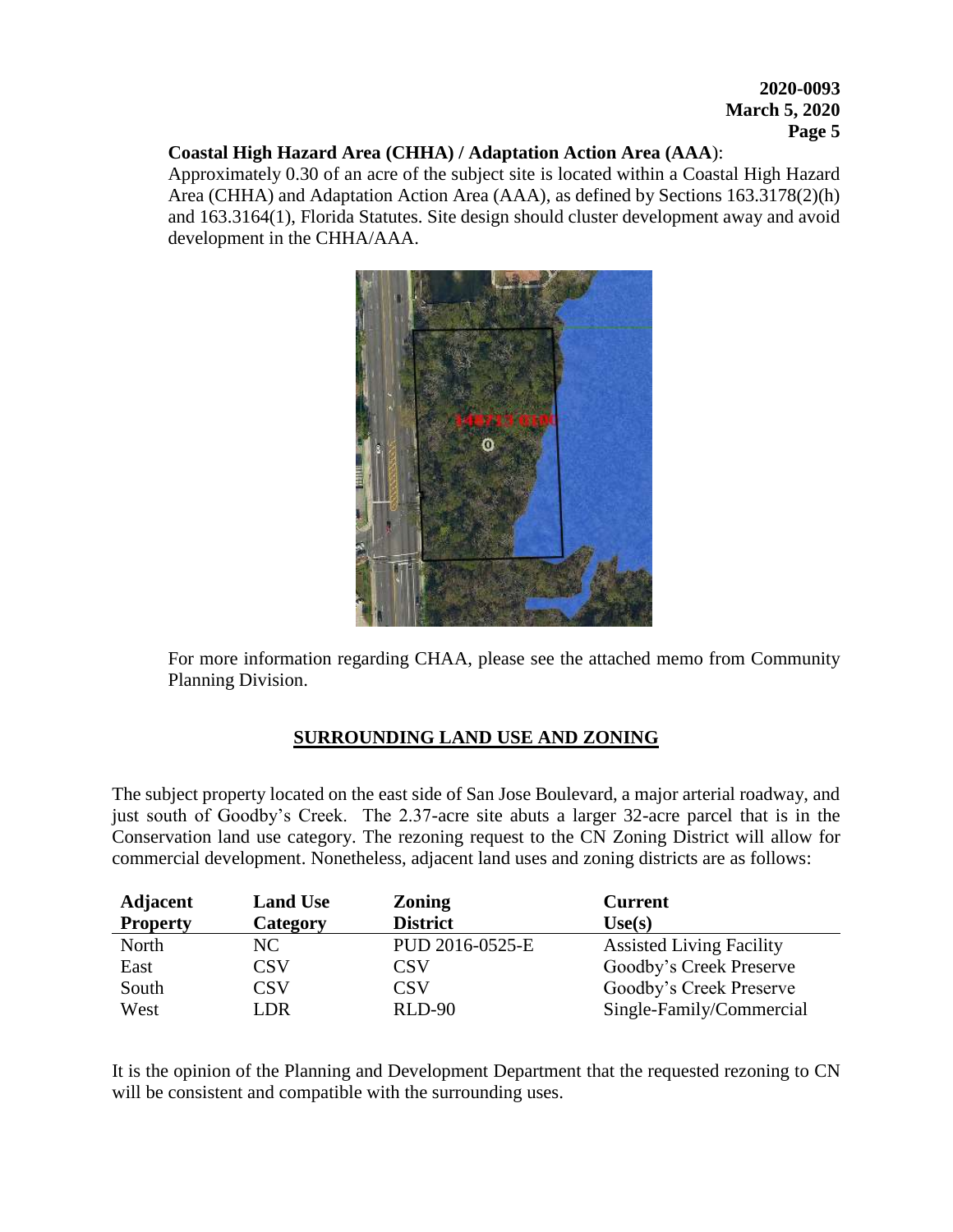**Coastal High Hazard Area (CHHA) / Adaptation Action Area (AAA)**:

Approximately 0.30 of an acre of the subject site is located within a Coastal High Hazard Area (CHHA) and Adaptation Action Area (AAA), as defined by Sections 163.3178(2)(h) and 163.3164(1), Florida Statutes. Site design should cluster development away and avoid development in the CHHA/AAA.

For more information regarding CHAA, please see the attached memo from Community Planning Division.

## SURROUNDING LAND USE AND ZONING

The subject property located on the east side of San Jose Boulevard, a major arterial roadway, and just south of Goodby's Creek. The 2.37-acre site abuts a larger 32-acre parcel that is in the Conservation land use category. The rezoning request to the CN Zoning District will allow for commercial development. Nonetheless, adjacent land uses and zoning districts are as follows:

| Adjacent Property | Land Use Category | Zoning District | Current Use(s) |
|---|---|---|---|
| North | NC | PUD 2016-0525-E | Assisted Living Facility |
| East | CSV | CSV | Goodby's Creek Preserve |
| South | CSV | CSV | Goodby's Creek Preserve |
| West | LDR | RLD-90 | Single-Family/Commercial |

It is the opinion of the Planning and Development Department that the requested rezoning to CN will be consistent and compatible with the surrounding uses.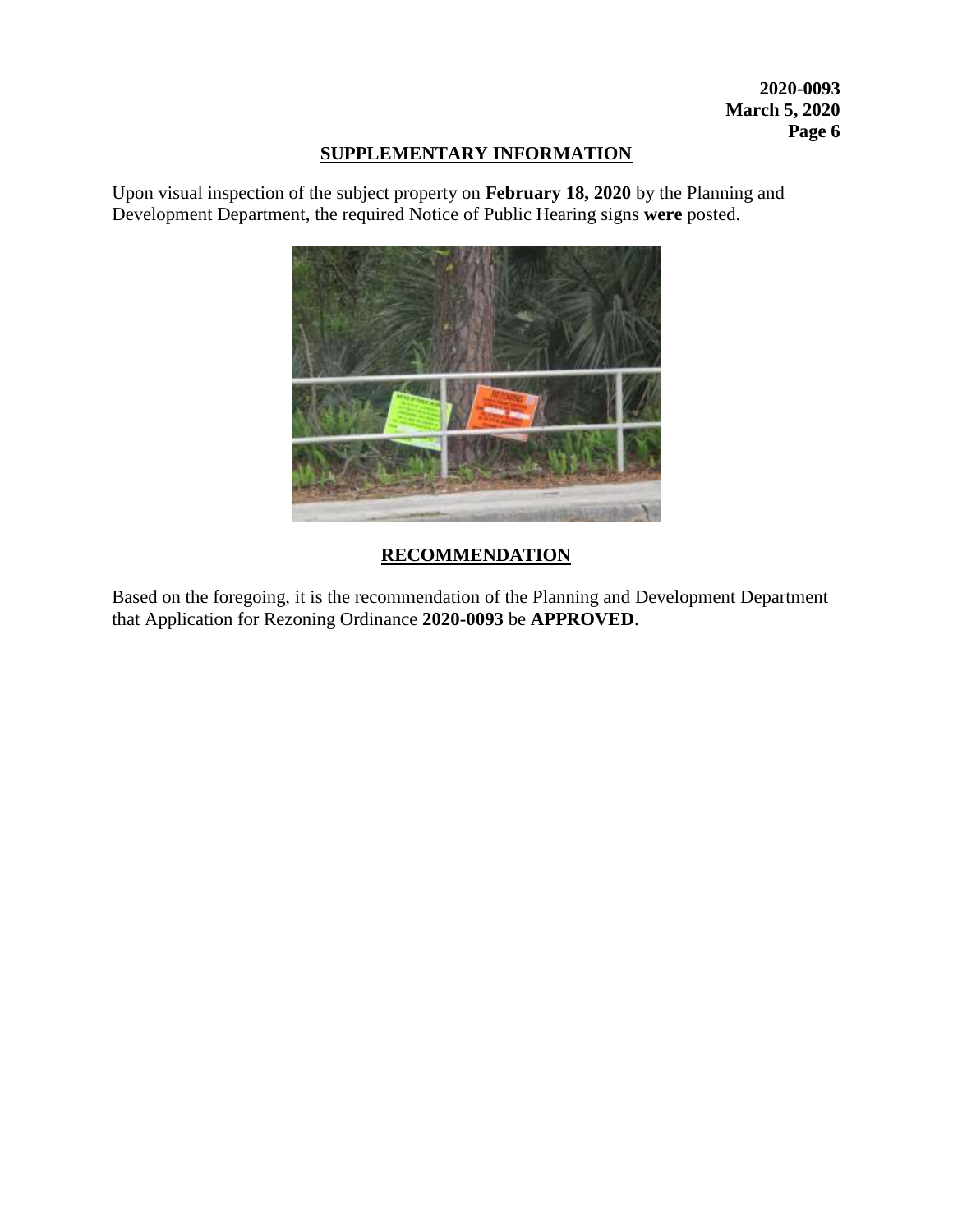## SUPPLEMENTARY INFORMATION

Upon visual inspection of the subject property on **February 18, 2020** by the Planning and Development Department, the required Notice of Public Hearing signs **were** posted.

## RECOMMENDATION

Based on the foregoing, it is the recommendation of the Planning and Development Department that Application for Rezoning Ordinance **2020-0093** be **APPROVED**.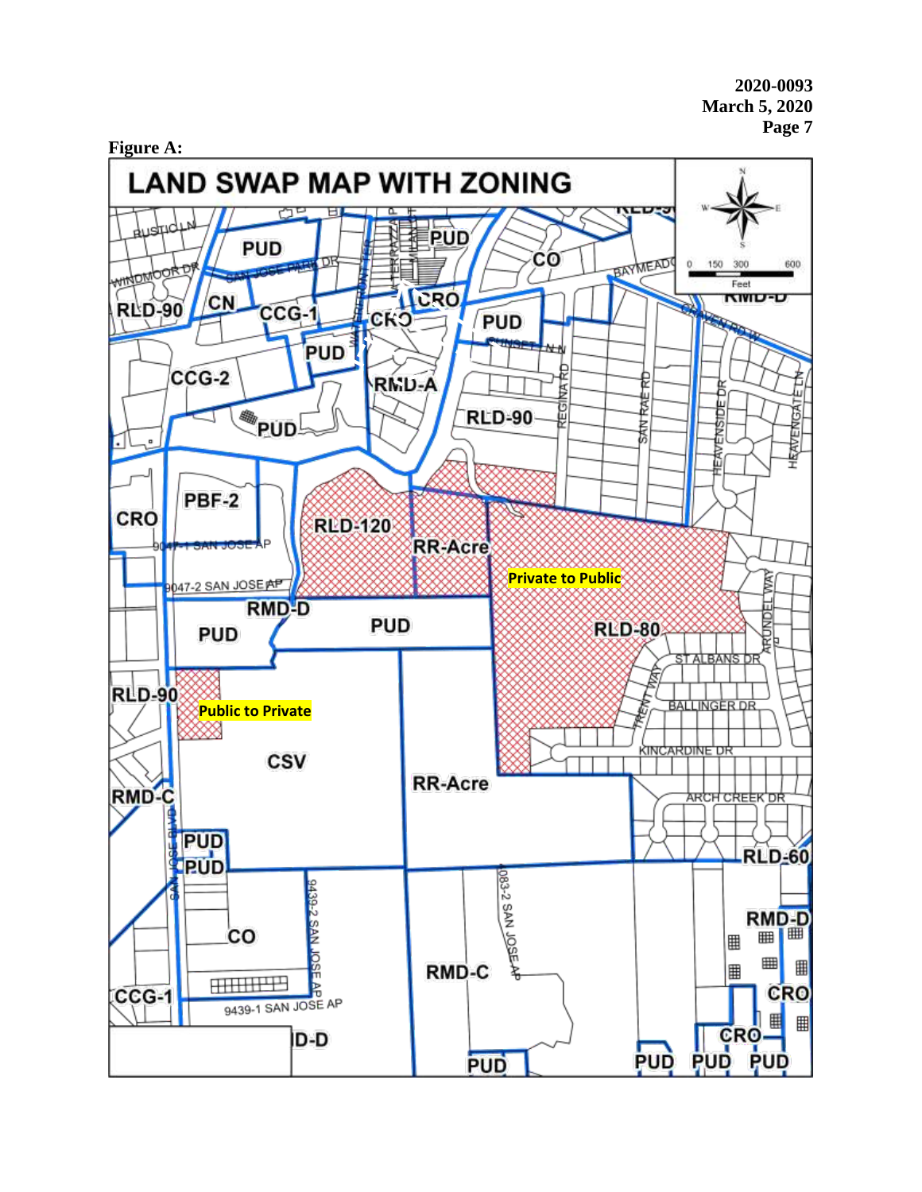**Figure A:**

LAND SWAP MAP WITH ZONING

Private to Public

Public to Private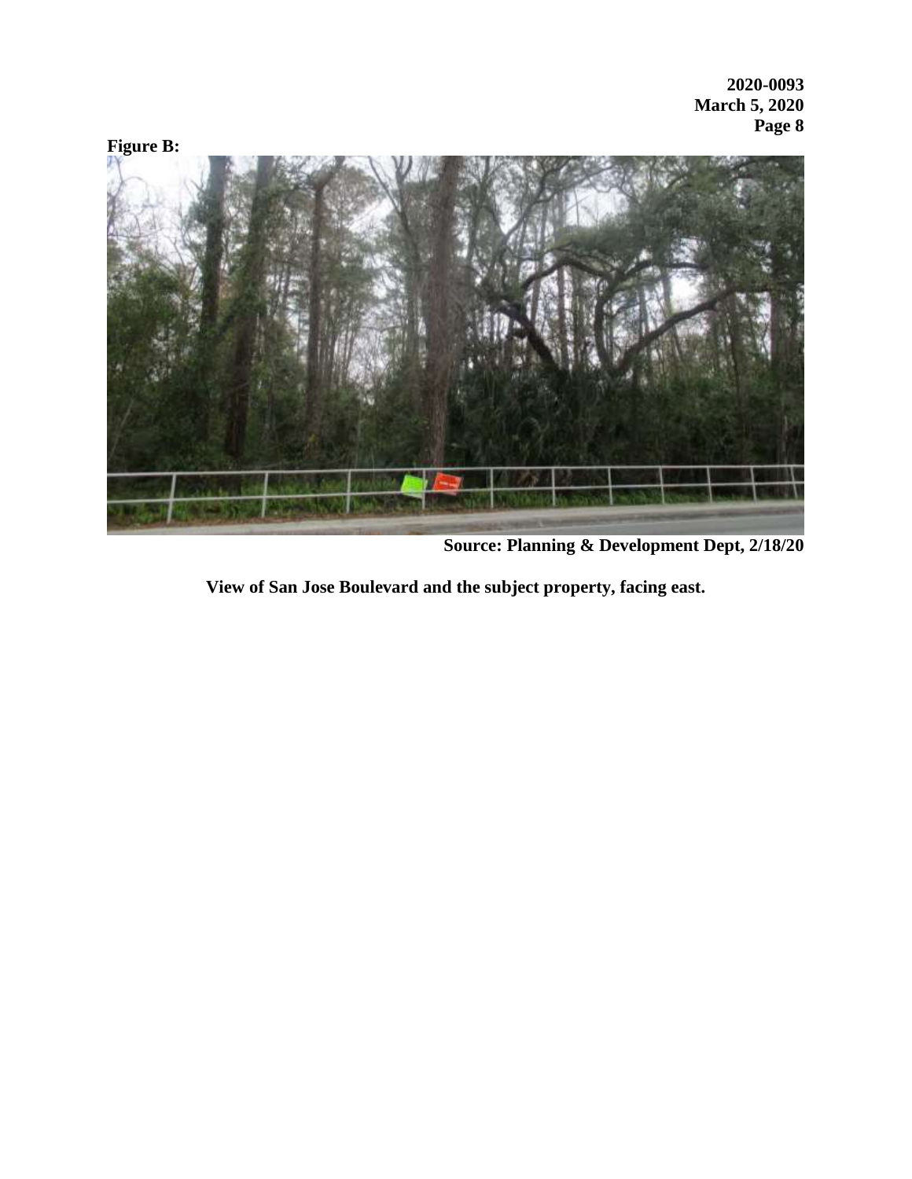**Figure B:**

**Source: Planning & Development Dept, 2/18/20**

**View of San Jose Boulevard and the subject property, facing east.**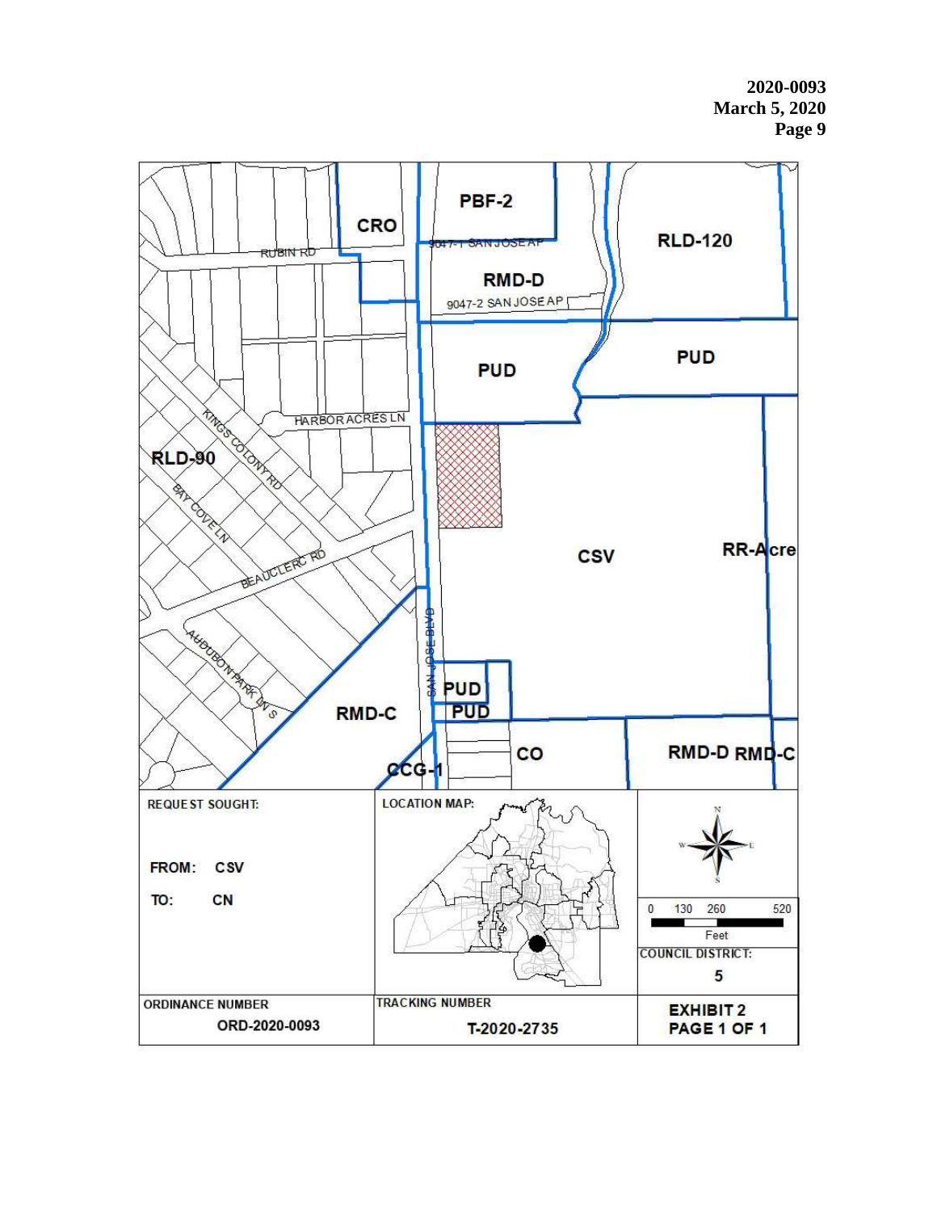2020-0093
March 5, 2020

PBF-2

CRO

RUBIN RD

9047-1 SAN JOSE AP

RLD-120

RMD-D

9047-2 SAN JOSE AP

PUD

PUD

HARBOR ACRES LN

KINGS COLONY RD

RLD-90

BAY COVE LN

BEAUCLERC RD

CSV

RR-Acre

AUDUBON PARK LN S

SAN JOSE BLVD

PUD

PUD

RMD-C

CO

RMD-D RMD-C

CCG-1

| | | |
|---|---|---|
| REQUEST SOUGHT:<br><br>FROM: CSV<br><br>TO: CN | LOCATION MAP: | N W E S<br><br>0 130 260 520<br>Feet<br><br>COUNCIL DISTRICT:<br>5 |
| ORDINANCE NUMBER<br>ORD-2020-0093 | TRACKING NUMBER<br>T-2020-2735 | EXHIBIT 2<br>PAGE 1 OF 1 |